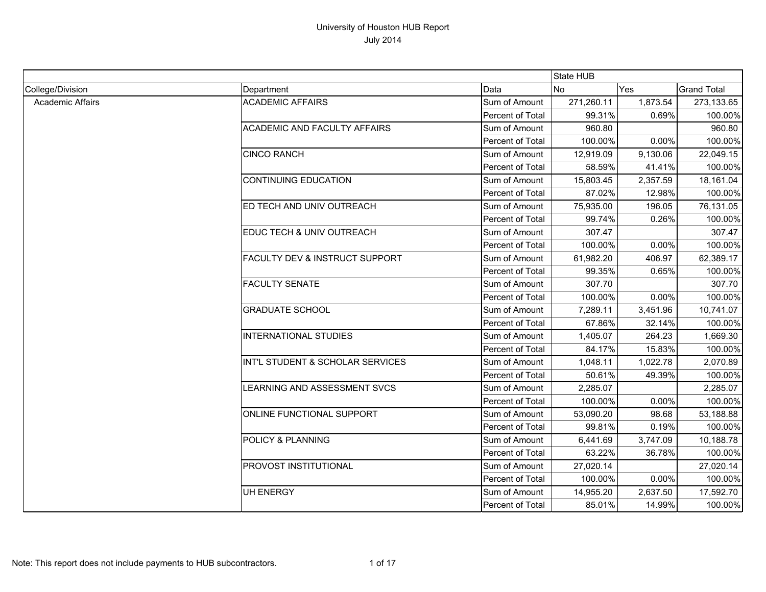# University of Houston HUB Report
July 2014

| | | | State HUB | | |
|---|---|---|---|---|---|
| College/Division | Department | Data | No | Yes | Grand Total |
| Academic Affairs | ACADEMIC AFFAIRS | Sum of Amount | 271,260.11 | 1,873.54 | 273,133.65 |
| | | Percent of Total | 99.31% | 0.69% | 100.00% |
| | ACADEMIC AND FACULTY AFFAIRS | Sum of Amount | 960.80 | | 960.80 |
| | | Percent of Total | 100.00% | 0.00% | 100.00% |
| | CINCO RANCH | Sum of Amount | 12,919.09 | 9,130.06 | 22,049.15 |
| | | Percent of Total | 58.59% | 41.41% | 100.00% |
| | CONTINUING EDUCATION | Sum of Amount | 15,803.45 | 2,357.59 | 18,161.04 |
| | | Percent of Total | 87.02% | 12.98% | 100.00% |
| | ED TECH AND UNIV OUTREACH | Sum of Amount | 75,935.00 | 196.05 | 76,131.05 |
| | | Percent of Total | 99.74% | 0.26% | 100.00% |
| | EDUC TECH & UNIV OUTREACH | Sum of Amount | 307.47 | | 307.47 |
| | | Percent of Total | 100.00% | 0.00% | 100.00% |
| | FACULTY DEV & INSTRUCT SUPPORT | Sum of Amount | 61,982.20 | 406.97 | 62,389.17 |
| | | Percent of Total | 99.35% | 0.65% | 100.00% |
| | FACULTY SENATE | Sum of Amount | 307.70 | | 307.70 |
| | | Percent of Total | 100.00% | 0.00% | 100.00% |
| | GRADUATE SCHOOL | Sum of Amount | 7,289.11 | 3,451.96 | 10,741.07 |
| | | Percent of Total | 67.86% | 32.14% | 100.00% |
| | INTERNATIONAL STUDIES | Sum of Amount | 1,405.07 | 264.23 | 1,669.30 |
| | | Percent of Total | 84.17% | 15.83% | 100.00% |
| | INT'L STUDENT & SCHOLAR SERVICES | Sum of Amount | 1,048.11 | 1,022.78 | 2,070.89 |
| | | Percent of Total | 50.61% | 49.39% | 100.00% |
| | LEARNING AND ASSESSMENT SVCS | Sum of Amount | 2,285.07 | | 2,285.07 |
| | | Percent of Total | 100.00% | 0.00% | 100.00% |
| | ONLINE FUNCTIONAL SUPPORT | Sum of Amount | 53,090.20 | 98.68 | 53,188.88 |
| | | Percent of Total | 99.81% | 0.19% | 100.00% |
| | POLICY & PLANNING | Sum of Amount | 6,441.69 | 3,747.09 | 10,188.78 |
| | | Percent of Total | 63.22% | 36.78% | 100.00% |
| | PROVOST INSTITUTIONAL | Sum of Amount | 27,020.14 | | 27,020.14 |
| | | Percent of Total | 100.00% | 0.00% | 100.00% |
| | UH ENERGY | Sum of Amount | 14,955.20 | 2,637.50 | 17,592.70 |
| | | Percent of Total | 85.01% | 14.99% | 100.00% |

Note: This report does not include payments to HUB subcontractors.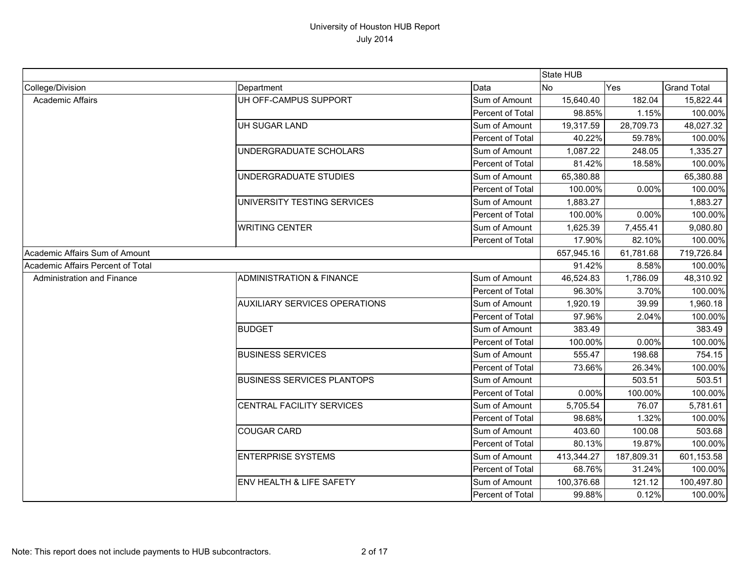# University of Houston HUB Report
July 2014

| | | | State HUB | | |
|---|---|---|---|---|---|
| College/Division | Department | Data | No | Yes | Grand Total |
| Academic Affairs | UH OFF-CAMPUS SUPPORT | Sum of Amount | 15,640.40 | 182.04 | 15,822.44 |
| | | Percent of Total | 98.85% | 1.15% | 100.00% |
| | UH SUGAR LAND | Sum of Amount | 19,317.59 | 28,709.73 | 48,027.32 |
| | | Percent of Total | 40.22% | 59.78% | 100.00% |
| | UNDERGRADUATE SCHOLARS | Sum of Amount | 1,087.22 | 248.05 | 1,335.27 |
| | | Percent of Total | 81.42% | 18.58% | 100.00% |
| | UNDERGRADUATE STUDIES | Sum of Amount | 65,380.88 | | 65,380.88 |
| | | Percent of Total | 100.00% | 0.00% | 100.00% |
| | UNIVERSITY TESTING SERVICES | Sum of Amount | 1,883.27 | | 1,883.27 |
| | | Percent of Total | 100.00% | 0.00% | 100.00% |
| | WRITING CENTER | Sum of Amount | 1,625.39 | 7,455.41 | 9,080.80 |
| | | Percent of Total | 17.90% | 82.10% | 100.00% |
| Academic Affairs Sum of Amount | | | 657,945.16 | 61,781.68 | 719,726.84 |
| Academic Affairs Percent of Total | | | 91.42% | 8.58% | 100.00% |
| Administration and Finance | ADMINISTRATION & FINANCE | Sum of Amount | 46,524.83 | 1,786.09 | 48,310.92 |
| | | Percent of Total | 96.30% | 3.70% | 100.00% |
| | AUXILIARY SERVICES OPERATIONS | Sum of Amount | 1,920.19 | 39.99 | 1,960.18 |
| | | Percent of Total | 97.96% | 2.04% | 100.00% |
| | BUDGET | Sum of Amount | 383.49 | | 383.49 |
| | | Percent of Total | 100.00% | 0.00% | 100.00% |
| | BUSINESS SERVICES | Sum of Amount | 555.47 | 198.68 | 754.15 |
| | | Percent of Total | 73.66% | 26.34% | 100.00% |
| | BUSINESS SERVICES PLANTOPS | Sum of Amount | | 503.51 | 503.51 |
| | | Percent of Total | 0.00% | 100.00% | 100.00% |
| | CENTRAL FACILITY SERVICES | Sum of Amount | 5,705.54 | 76.07 | 5,781.61 |
| | | Percent of Total | 98.68% | 1.32% | 100.00% |
| | COUGAR CARD | Sum of Amount | 403.60 | 100.08 | 503.68 |
| | | Percent of Total | 80.13% | 19.87% | 100.00% |
| | ENTERPRISE SYSTEMS | Sum of Amount | 413,344.27 | 187,809.31 | 601,153.58 |
| | | Percent of Total | 68.76% | 31.24% | 100.00% |
| | ENV HEALTH & LIFE SAFETY | Sum of Amount | 100,376.68 | 121.12 | 100,497.80 |
| | | Percent of Total | 99.88% | 0.12% | 100.00% |

Note: This report does not include payments to HUB subcontractors.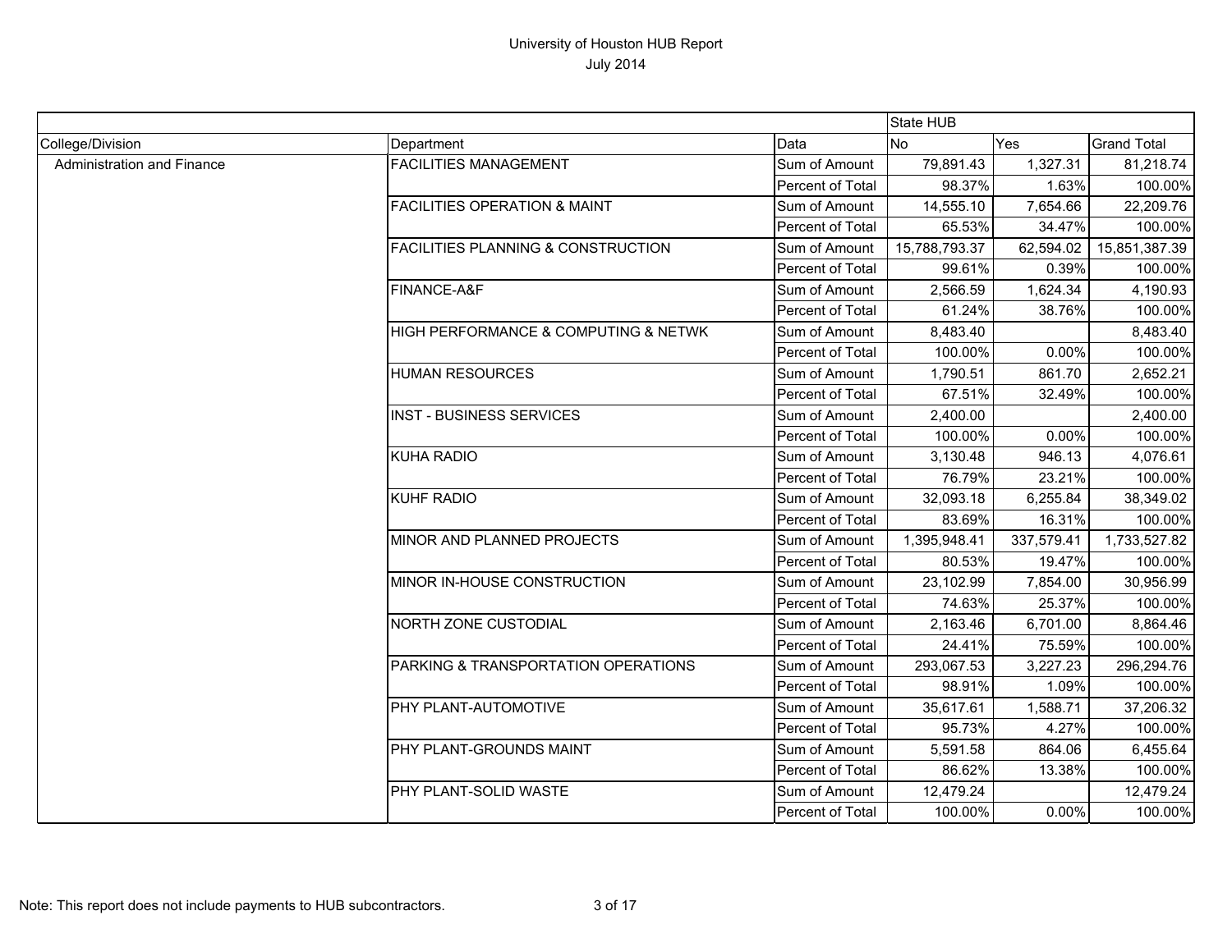# University of Houston HUB Report

## July 2014

| | | | State HUB | | |
|---|---|---|---|---|---|
| College/Division | Department | Data | No | Yes | Grand Total |
| Administration and Finance | FACILITIES MANAGEMENT | Sum of Amount | 79,891.43 | 1,327.31 | 81,218.74 |
| | | Percent of Total | 98.37% | 1.63% | 100.00% |
| | FACILITIES OPERATION & MAINT | Sum of Amount | 14,555.10 | 7,654.66 | 22,209.76 |
| | | Percent of Total | 65.53% | 34.47% | 100.00% |
| | FACILITIES PLANNING & CONSTRUCTION | Sum of Amount | 15,788,793.37 | 62,594.02 | 15,851,387.39 |
| | | Percent of Total | 99.61% | 0.39% | 100.00% |
| | FINANCE-A&F | Sum of Amount | 2,566.59 | 1,624.34 | 4,190.93 |
| | | Percent of Total | 61.24% | 38.76% | 100.00% |
| | HIGH PERFORMANCE & COMPUTING & NETWK | Sum of Amount | 8,483.40 | | 8,483.40 |
| | | Percent of Total | 100.00% | 0.00% | 100.00% |
| | HUMAN RESOURCES | Sum of Amount | 1,790.51 | 861.70 | 2,652.21 |
| | | Percent of Total | 67.51% | 32.49% | 100.00% |
| | INST - BUSINESS SERVICES | Sum of Amount | 2,400.00 | | 2,400.00 |
| | | Percent of Total | 100.00% | 0.00% | 100.00% |
| | KUHA RADIO | Sum of Amount | 3,130.48 | 946.13 | 4,076.61 |
| | | Percent of Total | 76.79% | 23.21% | 100.00% |
| | KUHF RADIO | Sum of Amount | 32,093.18 | 6,255.84 | 38,349.02 |
| | | Percent of Total | 83.69% | 16.31% | 100.00% |
| | MINOR AND PLANNED PROJECTS | Sum of Amount | 1,395,948.41 | 337,579.41 | 1,733,527.82 |
| | | Percent of Total | 80.53% | 19.47% | 100.00% |
| | MINOR IN-HOUSE CONSTRUCTION | Sum of Amount | 23,102.99 | 7,854.00 | 30,956.99 |
| | | Percent of Total | 74.63% | 25.37% | 100.00% |
| | NORTH ZONE CUSTODIAL | Sum of Amount | 2,163.46 | 6,701.00 | 8,864.46 |
| | | Percent of Total | 24.41% | 75.59% | 100.00% |
| | PARKING & TRANSPORTATION OPERATIONS | Sum of Amount | 293,067.53 | 3,227.23 | 296,294.76 |
| | | Percent of Total | 98.91% | 1.09% | 100.00% |
| | PHY PLANT-AUTOMOTIVE | Sum of Amount | 35,617.61 | 1,588.71 | 37,206.32 |
| | | Percent of Total | 95.73% | 4.27% | 100.00% |
| | PHY PLANT-GROUNDS MAINT | Sum of Amount | 5,591.58 | 864.06 | 6,455.64 |
| | | Percent of Total | 86.62% | 13.38% | 100.00% |
| | PHY PLANT-SOLID WASTE | Sum of Amount | 12,479.24 | | 12,479.24 |
| | | Percent of Total | 100.00% | 0.00% | 100.00% |

Note: This report does not include payments to HUB subcontractors.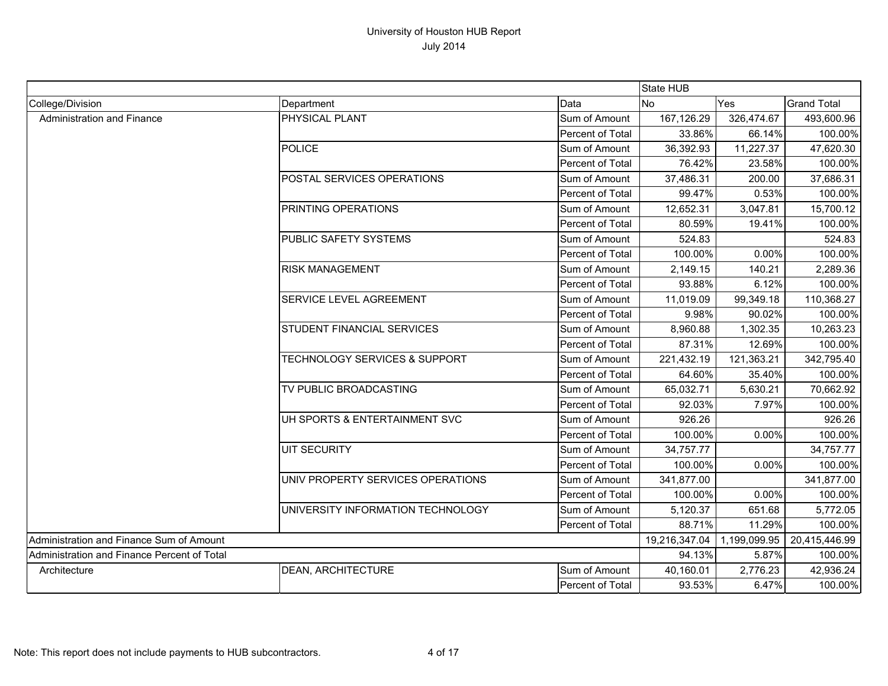# University of Houston HUB Report

July 2014

| College/Division | Department | Data | State HUB No | State HUB Yes | Grand Total |
|---|---|---|---|---|---|
| Administration and Finance | PHYSICAL PLANT | Sum of Amount | 167,126.29 | 326,474.67 | 493,600.96 |
| | | Percent of Total | 33.86% | 66.14% | 100.00% |
| | POLICE | Sum of Amount | 36,392.93 | 11,227.37 | 47,620.30 |
| | | Percent of Total | 76.42% | 23.58% | 100.00% |
| | POSTAL SERVICES OPERATIONS | Sum of Amount | 37,486.31 | 200.00 | 37,686.31 |
| | | Percent of Total | 99.47% | 0.53% | 100.00% |
| | PRINTING OPERATIONS | Sum of Amount | 12,652.31 | 3,047.81 | 15,700.12 |
| | | Percent of Total | 80.59% | 19.41% | 100.00% |
| | PUBLIC SAFETY SYSTEMS | Sum of Amount | 524.83 | | 524.83 |
| | | Percent of Total | 100.00% | 0.00% | 100.00% |
| | RISK MANAGEMENT | Sum of Amount | 2,149.15 | 140.21 | 2,289.36 |
| | | Percent of Total | 93.88% | 6.12% | 100.00% |
| | SERVICE LEVEL AGREEMENT | Sum of Amount | 11,019.09 | 99,349.18 | 110,368.27 |
| | | Percent of Total | 9.98% | 90.02% | 100.00% |
| | STUDENT FINANCIAL SERVICES | Sum of Amount | 8,960.88 | 1,302.35 | 10,263.23 |
| | | Percent of Total | 87.31% | 12.69% | 100.00% |
| | TECHNOLOGY SERVICES & SUPPORT | Sum of Amount | 221,432.19 | 121,363.21 | 342,795.40 |
| | | Percent of Total | 64.60% | 35.40% | 100.00% |
| | TV PUBLIC BROADCASTING | Sum of Amount | 65,032.71 | 5,630.21 | 70,662.92 |
| | | Percent of Total | 92.03% | 7.97% | 100.00% |
| | UH SPORTS & ENTERTAINMENT SVC | Sum of Amount | 926.26 | | 926.26 |
| | | Percent of Total | 100.00% | 0.00% | 100.00% |
| | UIT SECURITY | Sum of Amount | 34,757.77 | | 34,757.77 |
| | | Percent of Total | 100.00% | 0.00% | 100.00% |
| | UNIV PROPERTY SERVICES OPERATIONS | Sum of Amount | 341,877.00 | | 341,877.00 |
| | | Percent of Total | 100.00% | 0.00% | 100.00% |
| | UNIVERSITY INFORMATION TECHNOLOGY | Sum of Amount | 5,120.37 | 651.68 | 5,772.05 |
| | | Percent of Total | 88.71% | 11.29% | 100.00% |
| Administration and Finance Sum of Amount | | | 19,216,347.04 | 1,199,099.95 | 20,415,446.99 |
| Administration and Finance Percent of Total | | | 94.13% | 5.87% | 100.00% |
| Architecture | DEAN, ARCHITECTURE | Sum of Amount | 40,160.01 | 2,776.23 | 42,936.24 |
| | | Percent of Total | 93.53% | 6.47% | 100.00% |

Note: This report does not include payments to HUB subcontractors.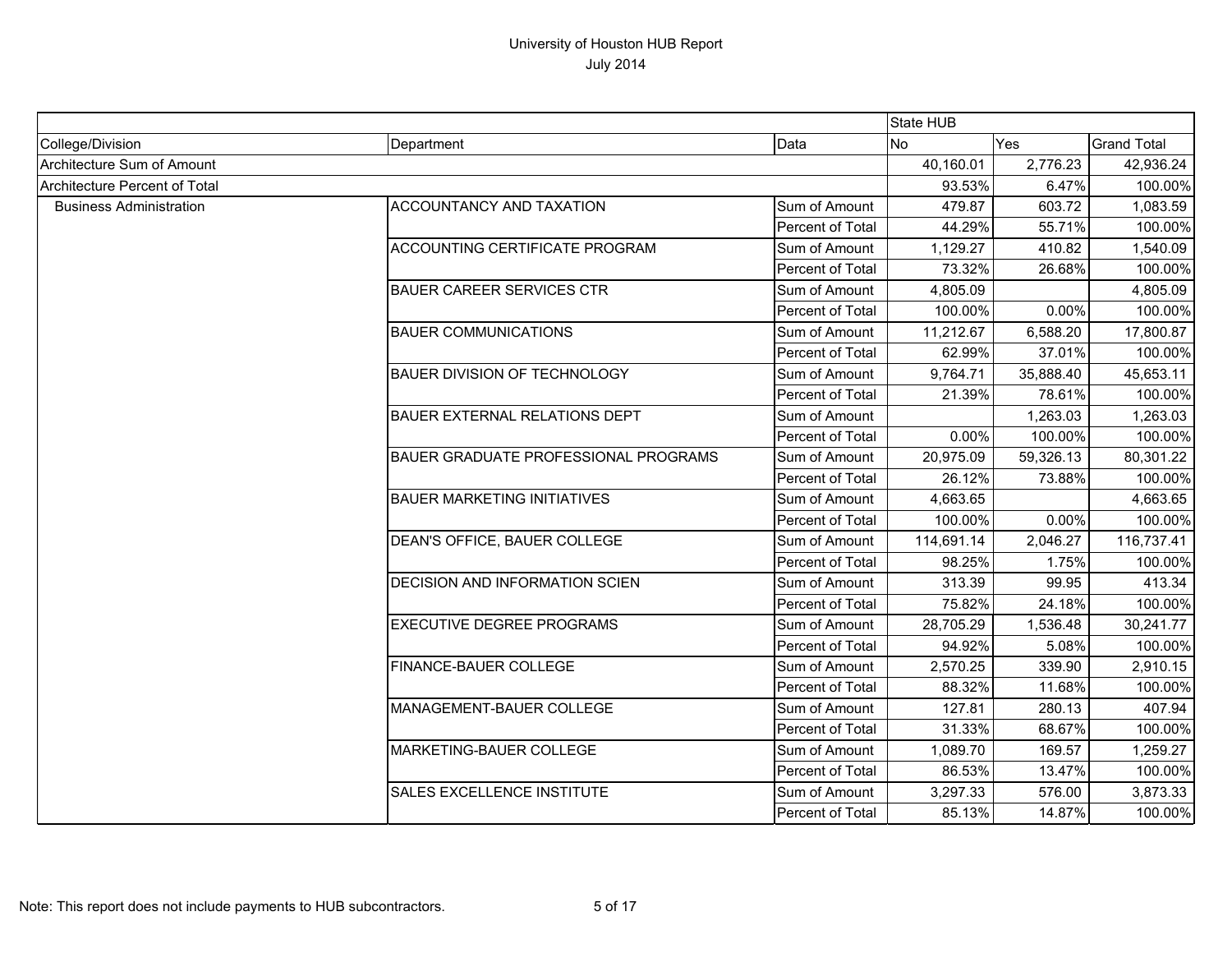# University of Houston HUB Report

July 2014

| | | | State HUB | | |
|---|---|---|---|---|---|
| College/Division | Department | Data | No | Yes | Grand Total |
| Architecture Sum of Amount | | | 40,160.01 | 2,776.23 | 42,936.24 |
| Architecture Percent of Total | | | 93.53% | 6.47% | 100.00% |
| Business Administration | ACCOUNTANCY AND TAXATION | Sum of Amount | 479.87 | 603.72 | 1,083.59 |
| | | Percent of Total | 44.29% | 55.71% | 100.00% |
| | ACCOUNTING CERTIFICATE PROGRAM | Sum of Amount | 1,129.27 | 410.82 | 1,540.09 |
| | | Percent of Total | 73.32% | 26.68% | 100.00% |
| | BAUER CAREER SERVICES CTR | Sum of Amount | 4,805.09 | | 4,805.09 |
| | | Percent of Total | 100.00% | 0.00% | 100.00% |
| | BAUER COMMUNICATIONS | Sum of Amount | 11,212.67 | 6,588.20 | 17,800.87 |
| | | Percent of Total | 62.99% | 37.01% | 100.00% |
| | BAUER DIVISION OF TECHNOLOGY | Sum of Amount | 9,764.71 | 35,888.40 | 45,653.11 |
| | | Percent of Total | 21.39% | 78.61% | 100.00% |
| | BAUER EXTERNAL RELATIONS DEPT | Sum of Amount | | 1,263.03 | 1,263.03 |
| | | Percent of Total | 0.00% | 100.00% | 100.00% |
| | BAUER GRADUATE PROFESSIONAL PROGRAMS | Sum of Amount | 20,975.09 | 59,326.13 | 80,301.22 |
| | | Percent of Total | 26.12% | 73.88% | 100.00% |
| | BAUER MARKETING INITIATIVES | Sum of Amount | 4,663.65 | | 4,663.65 |
| | | Percent of Total | 100.00% | 0.00% | 100.00% |
| | DEAN'S OFFICE, BAUER COLLEGE | Sum of Amount | 114,691.14 | 2,046.27 | 116,737.41 |
| | | Percent of Total | 98.25% | 1.75% | 100.00% |
| | DECISION AND INFORMATION SCIEN | Sum of Amount | 313.39 | 99.95 | 413.34 |
| | | Percent of Total | 75.82% | 24.18% | 100.00% |
| | EXECUTIVE DEGREE PROGRAMS | Sum of Amount | 28,705.29 | 1,536.48 | 30,241.77 |
| | | Percent of Total | 94.92% | 5.08% | 100.00% |
| | FINANCE-BAUER COLLEGE | Sum of Amount | 2,570.25 | 339.90 | 2,910.15 |
| | | Percent of Total | 88.32% | 11.68% | 100.00% |
| | MANAGEMENT-BAUER COLLEGE | Sum of Amount | 127.81 | 280.13 | 407.94 |
| | | Percent of Total | 31.33% | 68.67% | 100.00% |
| | MARKETING-BAUER COLLEGE | Sum of Amount | 1,089.70 | 169.57 | 1,259.27 |
| | | Percent of Total | 86.53% | 13.47% | 100.00% |
| | SALES EXCELLENCE INSTITUTE | Sum of Amount | 3,297.33 | 576.00 | 3,873.33 |
| | | Percent of Total | 85.13% | 14.87% | 100.00% |

Note: This report does not include payments to HUB subcontractors.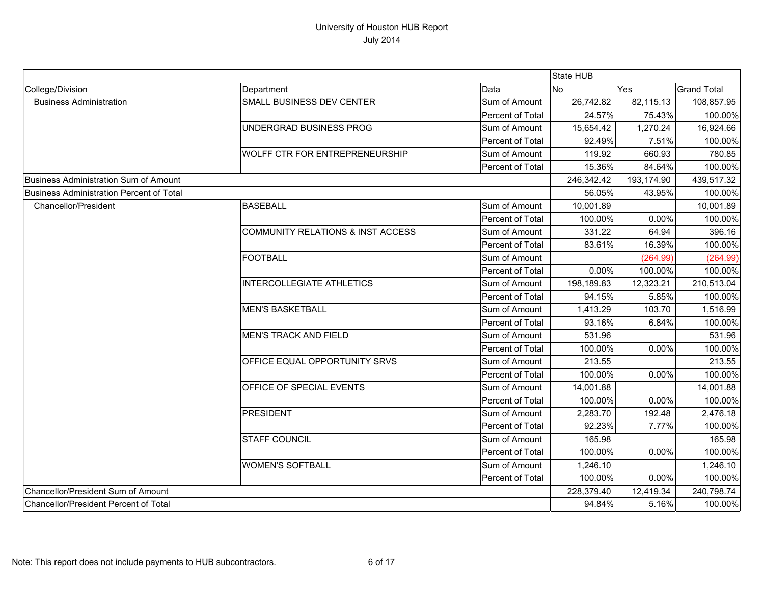# University of Houston HUB Report
July 2014

| | | | State HUB | | |
|---|---|---|---|---|---|
| College/Division | Department | Data | No | Yes | Grand Total |
| Business Administration | SMALL BUSINESS DEV CENTER | Sum of Amount | 26,742.82 | 82,115.13 | 108,857.95 |
| | | Percent of Total | 24.57% | 75.43% | 100.00% |
| | UNDERGRAD BUSINESS PROG | Sum of Amount | 15,654.42 | 1,270.24 | 16,924.66 |
| | | Percent of Total | 92.49% | 7.51% | 100.00% |
| | WOLFF CTR FOR ENTREPRENEURSHIP | Sum of Amount | 119.92 | 660.93 | 780.85 |
| | | Percent of Total | 15.36% | 84.64% | 100.00% |
| Business Administration Sum of Amount | | | 246,342.42 | 193,174.90 | 439,517.32 |
| Business Administration Percent of Total | | | 56.05% | 43.95% | 100.00% |
| Chancellor/President | BASEBALL | Sum of Amount | 10,001.89 | | 10,001.89 |
| | | Percent of Total | 100.00% | 0.00% | 100.00% |
| | COMMUNITY RELATIONS & INST ACCESS | Sum of Amount | 331.22 | 64.94 | 396.16 |
| | | Percent of Total | 83.61% | 16.39% | 100.00% |
| | FOOTBALL | Sum of Amount | | (264.99) | (264.99) |
| | | Percent of Total | 0.00% | 100.00% | 100.00% |
| | INTERCOLLEGIATE ATHLETICS | Sum of Amount | 198,189.83 | 12,323.21 | 210,513.04 |
| | | Percent of Total | 94.15% | 5.85% | 100.00% |
| | MEN'S BASKETBALL | Sum of Amount | 1,413.29 | 103.70 | 1,516.99 |
| | | Percent of Total | 93.16% | 6.84% | 100.00% |
| | MEN'S TRACK AND FIELD | Sum of Amount | 531.96 | | 531.96 |
| | | Percent of Total | 100.00% | 0.00% | 100.00% |
| | OFFICE EQUAL OPPORTUNITY SRVS | Sum of Amount | 213.55 | | 213.55 |
| | | Percent of Total | 100.00% | 0.00% | 100.00% |
| | OFFICE OF SPECIAL EVENTS | Sum of Amount | 14,001.88 | | 14,001.88 |
| | | Percent of Total | 100.00% | 0.00% | 100.00% |
| | PRESIDENT | Sum of Amount | 2,283.70 | 192.48 | 2,476.18 |
| | | Percent of Total | 92.23% | 7.77% | 100.00% |
| | STAFF COUNCIL | Sum of Amount | 165.98 | | 165.98 |
| | | Percent of Total | 100.00% | 0.00% | 100.00% |
| | WOMEN'S SOFTBALL | Sum of Amount | 1,246.10 | | 1,246.10 |
| | | Percent of Total | 100.00% | 0.00% | 100.00% |
| Chancellor/President Sum of Amount | | | 228,379.40 | 12,419.34 | 240,798.74 |
| Chancellor/President Percent of Total | | | 94.84% | 5.16% | 100.00% |

Note: This report does not include payments to HUB subcontractors.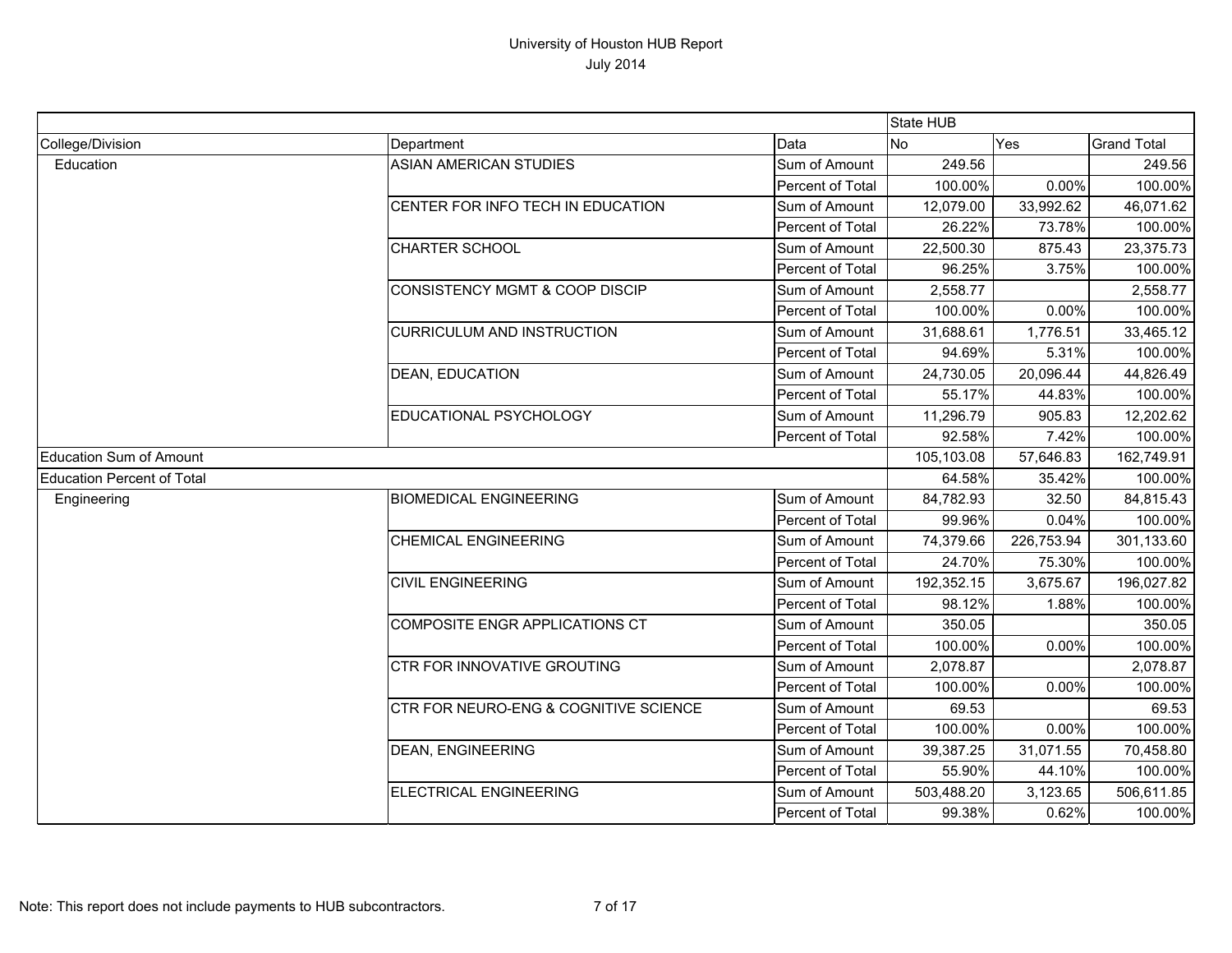# University of Houston HUB Report

July 2014

| | | | State HUB | | |
|---|---|---|---|---|---|
| College/Division | Department | Data | No | Yes | Grand Total |
| Education | ASIAN AMERICAN STUDIES | Sum of Amount | 249.56 | | 249.56 |
| | | Percent of Total | 100.00% | 0.00% | 100.00% |
| | CENTER FOR INFO TECH IN EDUCATION | Sum of Amount | 12,079.00 | 33,992.62 | 46,071.62 |
| | | Percent of Total | 26.22% | 73.78% | 100.00% |
| | CHARTER SCHOOL | Sum of Amount | 22,500.30 | 875.43 | 23,375.73 |
| | | Percent of Total | 96.25% | 3.75% | 100.00% |
| | CONSISTENCY MGMT & COOP DISCIP | Sum of Amount | 2,558.77 | | 2,558.77 |
| | | Percent of Total | 100.00% | 0.00% | 100.00% |
| | CURRICULUM AND INSTRUCTION | Sum of Amount | 31,688.61 | 1,776.51 | 33,465.12 |
| | | Percent of Total | 94.69% | 5.31% | 100.00% |
| | DEAN, EDUCATION | Sum of Amount | 24,730.05 | 20,096.44 | 44,826.49 |
| | | Percent of Total | 55.17% | 44.83% | 100.00% |
| | EDUCATIONAL PSYCHOLOGY | Sum of Amount | 11,296.79 | 905.83 | 12,202.62 |
| | | Percent of Total | 92.58% | 7.42% | 100.00% |
| Education Sum of Amount | | | 105,103.08 | 57,646.83 | 162,749.91 |
| Education Percent of Total | | | 64.58% | 35.42% | 100.00% |
| Engineering | BIOMEDICAL ENGINEERING | Sum of Amount | 84,782.93 | 32.50 | 84,815.43 |
| | | Percent of Total | 99.96% | 0.04% | 100.00% |
| | CHEMICAL ENGINEERING | Sum of Amount | 74,379.66 | 226,753.94 | 301,133.60 |
| | | Percent of Total | 24.70% | 75.30% | 100.00% |
| | CIVIL ENGINEERING | Sum of Amount | 192,352.15 | 3,675.67 | 196,027.82 |
| | | Percent of Total | 98.12% | 1.88% | 100.00% |
| | COMPOSITE ENGR APPLICATIONS CT | Sum of Amount | 350.05 | | 350.05 |
| | | Percent of Total | 100.00% | 0.00% | 100.00% |
| | CTR FOR INNOVATIVE GROUTING | Sum of Amount | 2,078.87 | | 2,078.87 |
| | | Percent of Total | 100.00% | 0.00% | 100.00% |
| | CTR FOR NEURO-ENG & COGNITIVE SCIENCE | Sum of Amount | 69.53 | | 69.53 |
| | | Percent of Total | 100.00% | 0.00% | 100.00% |
| | DEAN, ENGINEERING | Sum of Amount | 39,387.25 | 31,071.55 | 70,458.80 |
| | | Percent of Total | 55.90% | 44.10% | 100.00% |
| | ELECTRICAL ENGINEERING | Sum of Amount | 503,488.20 | 3,123.65 | 506,611.85 |
| | | Percent of Total | 99.38% | 0.62% | 100.00% |

Note: This report does not include payments to HUB subcontractors.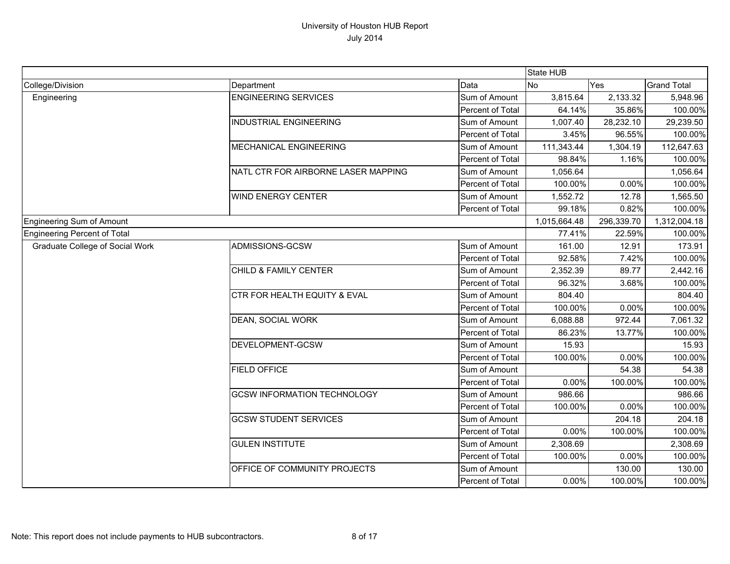# University of Houston HUB Report

July 2014

| College/Division | Department | Data | State HUB No | Yes | Grand Total |
|---|---|---|---|---|---|
| Engineering | ENGINEERING SERVICES | Sum of Amount | 3,815.64 | 2,133.32 | 5,948.96 |
| | | Percent of Total | 64.14% | 35.86% | 100.00% |
| | INDUSTRIAL ENGINEERING | Sum of Amount | 1,007.40 | 28,232.10 | 29,239.50 |
| | | Percent of Total | 3.45% | 96.55% | 100.00% |
| | MECHANICAL ENGINEERING | Sum of Amount | 111,343.44 | 1,304.19 | 112,647.63 |
| | | Percent of Total | 98.84% | 1.16% | 100.00% |
| | NATL CTR FOR AIRBORNE LASER MAPPING | Sum of Amount | 1,056.64 | | 1,056.64 |
| | | Percent of Total | 100.00% | 0.00% | 100.00% |
| | WIND ENERGY CENTER | Sum of Amount | 1,552.72 | 12.78 | 1,565.50 |
| | | Percent of Total | 99.18% | 0.82% | 100.00% |
| Engineering Sum of Amount | | | 1,015,664.48 | 296,339.70 | 1,312,004.18 |
| Engineering Percent of Total | | | 77.41% | 22.59% | 100.00% |
| Graduate College of Social Work | ADMISSIONS-GCSW | Sum of Amount | 161.00 | 12.91 | 173.91 |
| | | Percent of Total | 92.58% | 7.42% | 100.00% |
| | CHILD & FAMILY CENTER | Sum of Amount | 2,352.39 | 89.77 | 2,442.16 |
| | | Percent of Total | 96.32% | 3.68% | 100.00% |
| | CTR FOR HEALTH EQUITY & EVAL | Sum of Amount | 804.40 | | 804.40 |
| | | Percent of Total | 100.00% | 0.00% | 100.00% |
| | DEAN, SOCIAL WORK | Sum of Amount | 6,088.88 | 972.44 | 7,061.32 |
| | | Percent of Total | 86.23% | 13.77% | 100.00% |
| | DEVELOPMENT-GCSW | Sum of Amount | 15.93 | | 15.93 |
| | | Percent of Total | 100.00% | 0.00% | 100.00% |
| | FIELD OFFICE | Sum of Amount | | 54.38 | 54.38 |
| | | Percent of Total | 0.00% | 100.00% | 100.00% |
| | GCSW INFORMATION TECHNOLOGY | Sum of Amount | 986.66 | | 986.66 |
| | | Percent of Total | 100.00% | 0.00% | 100.00% |
| | GCSW STUDENT SERVICES | Sum of Amount | | 204.18 | 204.18 |
| | | Percent of Total | 0.00% | 100.00% | 100.00% |
| | GULEN INSTITUTE | Sum of Amount | 2,308.69 | | 2,308.69 |
| | | Percent of Total | 100.00% | 0.00% | 100.00% |
| | OFFICE OF COMMUNITY PROJECTS | Sum of Amount | | 130.00 | 130.00 |
| | | Percent of Total | 0.00% | 100.00% | 100.00% |

Note: This report does not include payments to HUB subcontractors.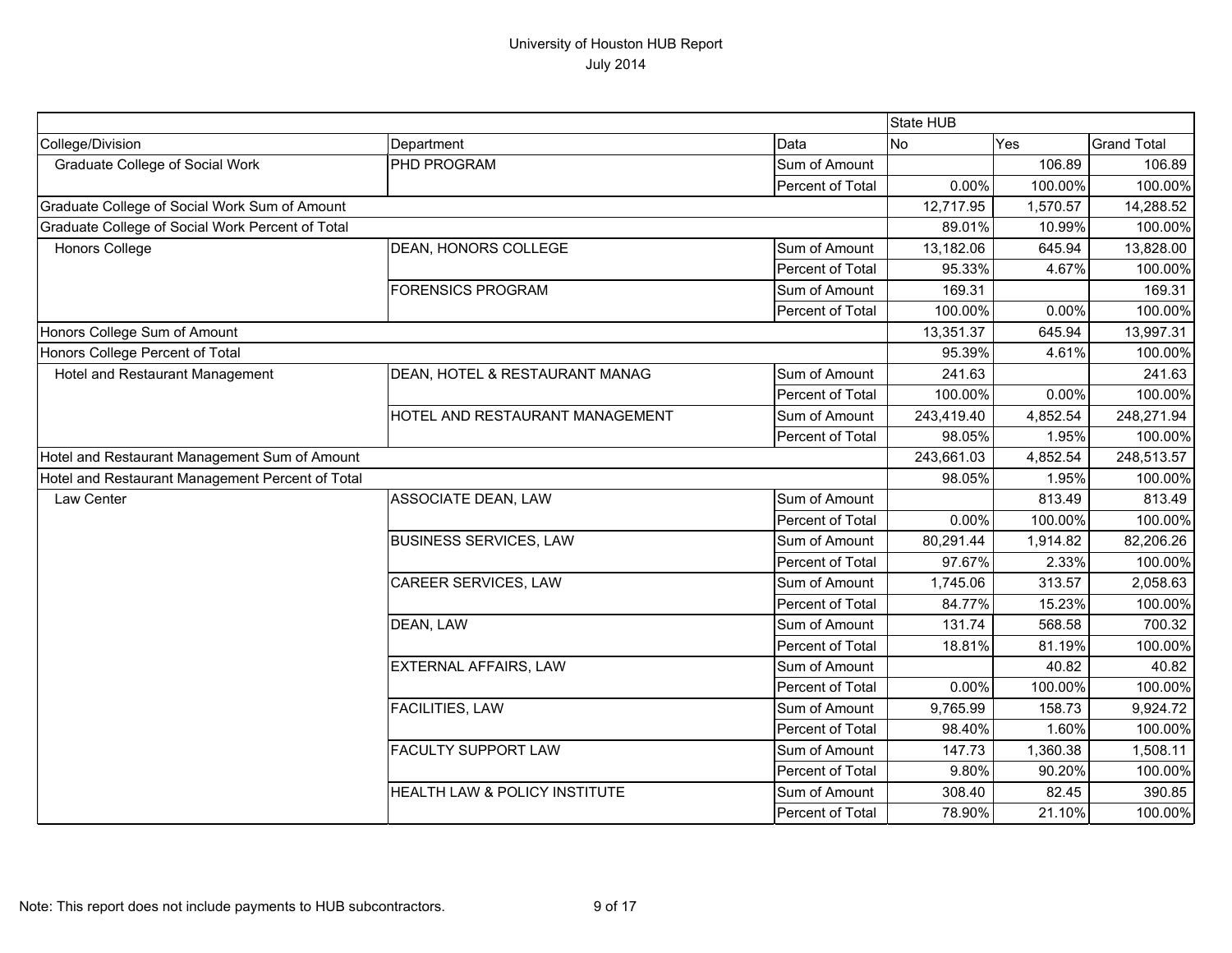# University of Houston HUB Report

July 2014

| | | | State HUB | | |
|---|---|---|---|---|---|
| College/Division | Department | Data | No | Yes | Grand Total |
| Graduate College of Social Work | PHD PROGRAM | Sum of Amount | | 106.89 | 106.89 |
| | | Percent of Total | 0.00% | 100.00% | 100.00% |
| Graduate College of Social Work Sum of Amount | | | 12,717.95 | 1,570.57 | 14,288.52 |
| Graduate College of Social Work Percent of Total | | | 89.01% | 10.99% | 100.00% |
| Honors College | DEAN, HONORS COLLEGE | Sum of Amount | 13,182.06 | 645.94 | 13,828.00 |
| | | Percent of Total | 95.33% | 4.67% | 100.00% |
| | FORENSICS PROGRAM | Sum of Amount | 169.31 | | 169.31 |
| | | Percent of Total | 100.00% | 0.00% | 100.00% |
| Honors College Sum of Amount | | | 13,351.37 | 645.94 | 13,997.31 |
| Honors College Percent of Total | | | 95.39% | 4.61% | 100.00% |
| Hotel and Restaurant Management | DEAN, HOTEL & RESTAURANT MANAG | Sum of Amount | 241.63 | | 241.63 |
| | | Percent of Total | 100.00% | 0.00% | 100.00% |
| | HOTEL AND RESTAURANT MANAGEMENT | Sum of Amount | 243,419.40 | 4,852.54 | 248,271.94 |
| | | Percent of Total | 98.05% | 1.95% | 100.00% |
| Hotel and Restaurant Management Sum of Amount | | | 243,661.03 | 4,852.54 | 248,513.57 |
| Hotel and Restaurant Management Percent of Total | | | 98.05% | 1.95% | 100.00% |
| Law Center | ASSOCIATE DEAN, LAW | Sum of Amount | | 813.49 | 813.49 |
| | | Percent of Total | 0.00% | 100.00% | 100.00% |
| | BUSINESS SERVICES, LAW | Sum of Amount | 80,291.44 | 1,914.82 | 82,206.26 |
| | | Percent of Total | 97.67% | 2.33% | 100.00% |
| | CAREER SERVICES, LAW | Sum of Amount | 1,745.06 | 313.57 | 2,058.63 |
| | | Percent of Total | 84.77% | 15.23% | 100.00% |
| | DEAN, LAW | Sum of Amount | 131.74 | 568.58 | 700.32 |
| | | Percent of Total | 18.81% | 81.19% | 100.00% |
| | EXTERNAL AFFAIRS, LAW | Sum of Amount | | 40.82 | 40.82 |
| | | Percent of Total | 0.00% | 100.00% | 100.00% |
| | FACILITIES, LAW | Sum of Amount | 9,765.99 | 158.73 | 9,924.72 |
| | | Percent of Total | 98.40% | 1.60% | 100.00% |
| | FACULTY SUPPORT LAW | Sum of Amount | 147.73 | 1,360.38 | 1,508.11 |
| | | Percent of Total | 9.80% | 90.20% | 100.00% |
| | HEALTH LAW & POLICY INSTITUTE | Sum of Amount | 308.40 | 82.45 | 390.85 |
| | | Percent of Total | 78.90% | 21.10% | 100.00% |

Note: This report does not include payments to HUB subcontractors.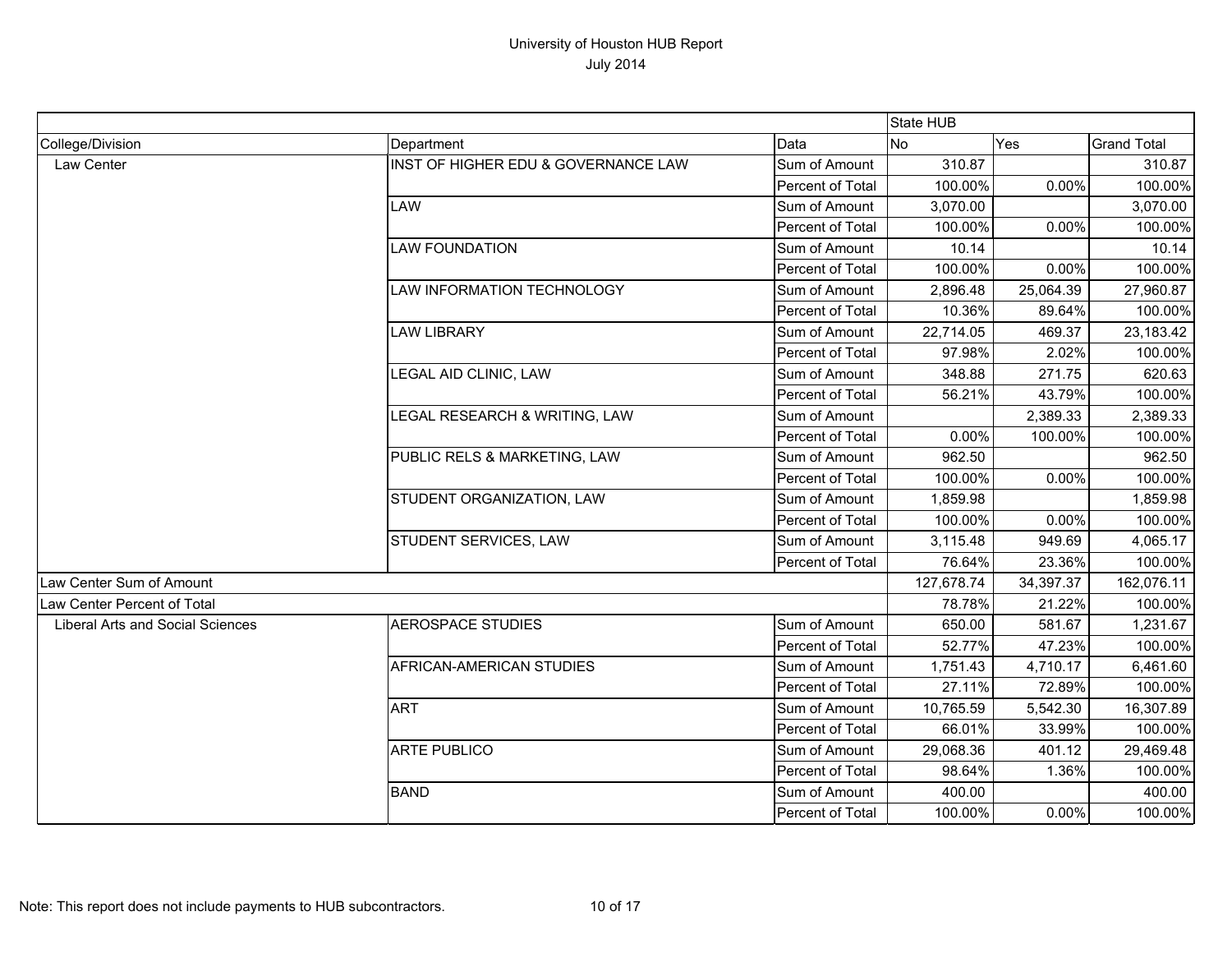# University of Houston HUB Report

July 2014

| | | | State HUB | | |
|---|---|---|---|---|---|
| College/Division | Department | Data | No | Yes | Grand Total |
| Law Center | INST OF HIGHER EDU & GOVERNANCE LAW | Sum of Amount | 310.87 | | 310.87 |
| | | Percent of Total | 100.00% | 0.00% | 100.00% |
| | LAW | Sum of Amount | 3,070.00 | | 3,070.00 |
| | | Percent of Total | 100.00% | 0.00% | 100.00% |
| | LAW FOUNDATION | Sum of Amount | 10.14 | | 10.14 |
| | | Percent of Total | 100.00% | 0.00% | 100.00% |
| | LAW INFORMATION TECHNOLOGY | Sum of Amount | 2,896.48 | 25,064.39 | 27,960.87 |
| | | Percent of Total | 10.36% | 89.64% | 100.00% |
| | LAW LIBRARY | Sum of Amount | 22,714.05 | 469.37 | 23,183.42 |
| | | Percent of Total | 97.98% | 2.02% | 100.00% |
| | LEGAL AID CLINIC, LAW | Sum of Amount | 348.88 | 271.75 | 620.63 |
| | | Percent of Total | 56.21% | 43.79% | 100.00% |
| | LEGAL RESEARCH & WRITING, LAW | Sum of Amount | | 2,389.33 | 2,389.33 |
| | | Percent of Total | 0.00% | 100.00% | 100.00% |
| | PUBLIC RELS & MARKETING, LAW | Sum of Amount | 962.50 | | 962.50 |
| | | Percent of Total | 100.00% | 0.00% | 100.00% |
| | STUDENT ORGANIZATION, LAW | Sum of Amount | 1,859.98 | | 1,859.98 |
| | | Percent of Total | 100.00% | 0.00% | 100.00% |
| | STUDENT SERVICES, LAW | Sum of Amount | 3,115.48 | 949.69 | 4,065.17 |
| | | Percent of Total | 76.64% | 23.36% | 100.00% |
| Law Center Sum of Amount | | | 127,678.74 | 34,397.37 | 162,076.11 |
| Law Center Percent of Total | | | 78.78% | 21.22% | 100.00% |
| Liberal Arts and Social Sciences | AEROSPACE STUDIES | Sum of Amount | 650.00 | 581.67 | 1,231.67 |
| | | Percent of Total | 52.77% | 47.23% | 100.00% |
| | AFRICAN-AMERICAN STUDIES | Sum of Amount | 1,751.43 | 4,710.17 | 6,461.60 |
| | | Percent of Total | 27.11% | 72.89% | 100.00% |
| | ART | Sum of Amount | 10,765.59 | 5,542.30 | 16,307.89 |
| | | Percent of Total | 66.01% | 33.99% | 100.00% |
| | ARTE PUBLICO | Sum of Amount | 29,068.36 | 401.12 | 29,469.48 |
| | | Percent of Total | 98.64% | 1.36% | 100.00% |
| | BAND | Sum of Amount | 400.00 | | 400.00 |
| | | Percent of Total | 100.00% | 0.00% | 100.00% |

Note: This report does not include payments to HUB subcontractors.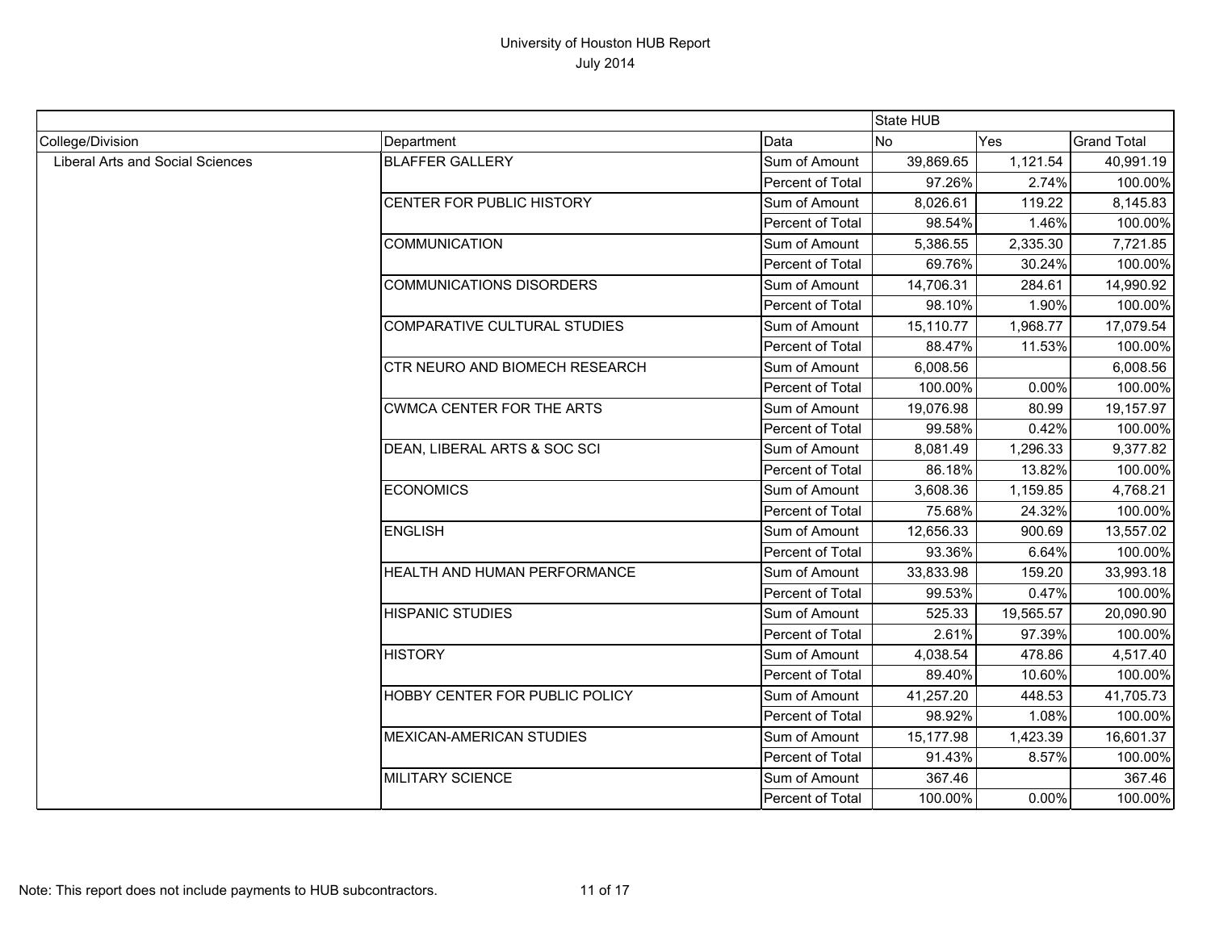# University of Houston HUB Report

July 2014

| | | | State HUB | | |
|---|---|---|---|---|---|
| College/Division | Department | Data | No | Yes | Grand Total |
| Liberal Arts and Social Sciences | BLAFFER GALLERY | Sum of Amount | 39,869.65 | 1,121.54 | 40,991.19 |
| | | Percent of Total | 97.26% | 2.74% | 100.00% |
| | CENTER FOR PUBLIC HISTORY | Sum of Amount | 8,026.61 | 119.22 | 8,145.83 |
| | | Percent of Total | 98.54% | 1.46% | 100.00% |
| | COMMUNICATION | Sum of Amount | 5,386.55 | 2,335.30 | 7,721.85 |
| | | Percent of Total | 69.76% | 30.24% | 100.00% |
| | COMMUNICATIONS DISORDERS | Sum of Amount | 14,706.31 | 284.61 | 14,990.92 |
| | | Percent of Total | 98.10% | 1.90% | 100.00% |
| | COMPARATIVE CULTURAL STUDIES | Sum of Amount | 15,110.77 | 1,968.77 | 17,079.54 |
| | | Percent of Total | 88.47% | 11.53% | 100.00% |
| | CTR NEURO AND BIOMECH RESEARCH | Sum of Amount | 6,008.56 | | 6,008.56 |
| | | Percent of Total | 100.00% | 0.00% | 100.00% |
| | CWMCA CENTER FOR THE ARTS | Sum of Amount | 19,076.98 | 80.99 | 19,157.97 |
| | | Percent of Total | 99.58% | 0.42% | 100.00% |
| | DEAN, LIBERAL ARTS & SOC SCI | Sum of Amount | 8,081.49 | 1,296.33 | 9,377.82 |
| | | Percent of Total | 86.18% | 13.82% | 100.00% |
| | ECONOMICS | Sum of Amount | 3,608.36 | 1,159.85 | 4,768.21 |
| | | Percent of Total | 75.68% | 24.32% | 100.00% |
| | ENGLISH | Sum of Amount | 12,656.33 | 900.69 | 13,557.02 |
| | | Percent of Total | 93.36% | 6.64% | 100.00% |
| | HEALTH AND HUMAN PERFORMANCE | Sum of Amount | 33,833.98 | 159.20 | 33,993.18 |
| | | Percent of Total | 99.53% | 0.47% | 100.00% |
| | HISPANIC STUDIES | Sum of Amount | 525.33 | 19,565.57 | 20,090.90 |
| | | Percent of Total | 2.61% | 97.39% | 100.00% |
| | HISTORY | Sum of Amount | 4,038.54 | 478.86 | 4,517.40 |
| | | Percent of Total | 89.40% | 10.60% | 100.00% |
| | HOBBY CENTER FOR PUBLIC POLICY | Sum of Amount | 41,257.20 | 448.53 | 41,705.73 |
| | | Percent of Total | 98.92% | 1.08% | 100.00% |
| | MEXICAN-AMERICAN STUDIES | Sum of Amount | 15,177.98 | 1,423.39 | 16,601.37 |
| | | Percent of Total | 91.43% | 8.57% | 100.00% |
| | MILITARY SCIENCE | Sum of Amount | 367.46 | | 367.46 |
| | | Percent of Total | 100.00% | 0.00% | 100.00% |

Note: This report does not include payments to HUB subcontractors.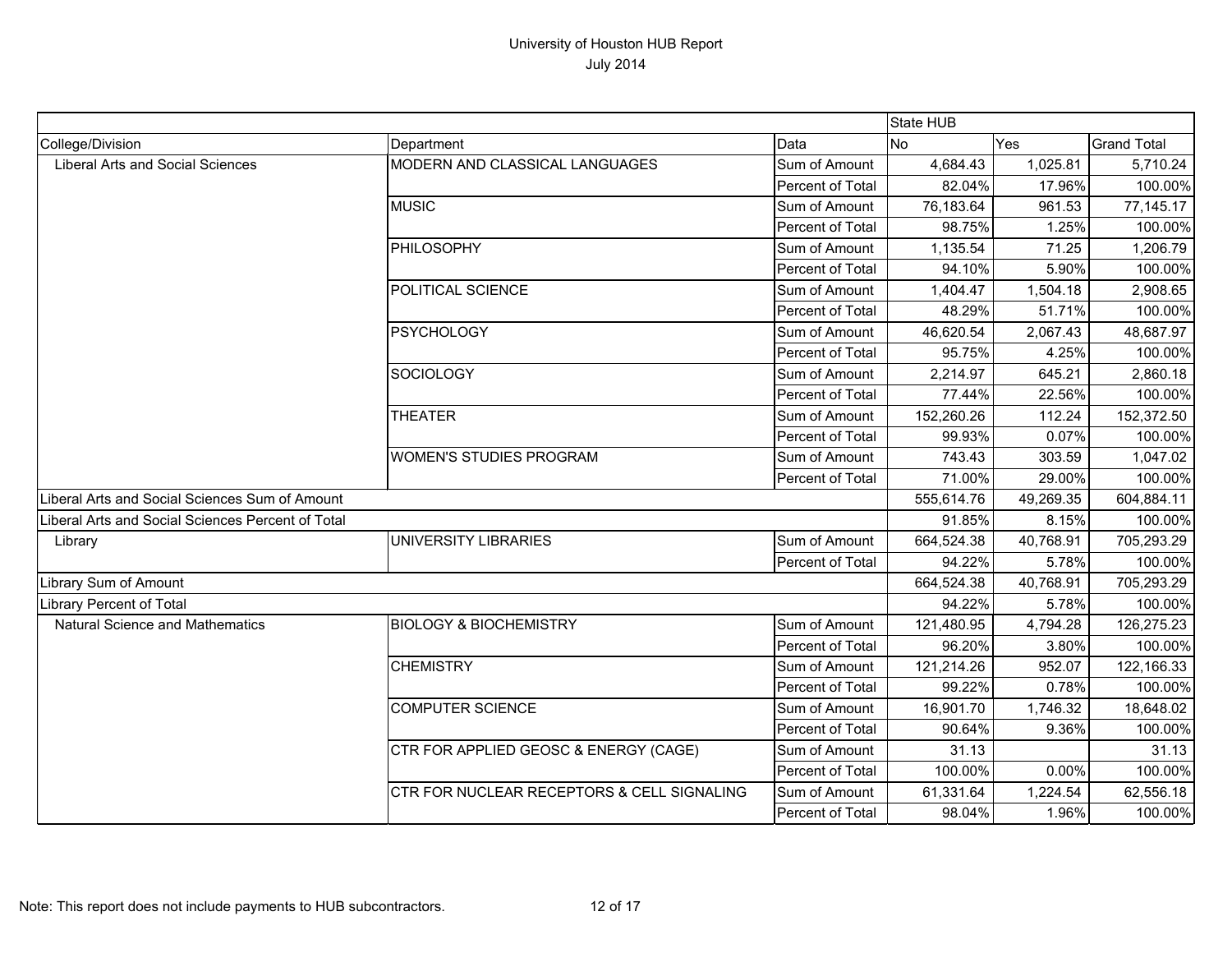# University of Houston HUB Report

July 2014

| | | | State HUB | | |
|---|---|---|---|---|---|
| College/Division | Department | Data | No | Yes | Grand Total |
| Liberal Arts and Social Sciences | MODERN AND CLASSICAL LANGUAGES | Sum of Amount | 4,684.43 | 1,025.81 | 5,710.24 |
| | | Percent of Total | 82.04% | 17.96% | 100.00% |
| | MUSIC | Sum of Amount | 76,183.64 | 961.53 | 77,145.17 |
| | | Percent of Total | 98.75% | 1.25% | 100.00% |
| | PHILOSOPHY | Sum of Amount | 1,135.54 | 71.25 | 1,206.79 |
| | | Percent of Total | 94.10% | 5.90% | 100.00% |
| | POLITICAL SCIENCE | Sum of Amount | 1,404.47 | 1,504.18 | 2,908.65 |
| | | Percent of Total | 48.29% | 51.71% | 100.00% |
| | PSYCHOLOGY | Sum of Amount | 46,620.54 | 2,067.43 | 48,687.97 |
| | | Percent of Total | 95.75% | 4.25% | 100.00% |
| | SOCIOLOGY | Sum of Amount | 2,214.97 | 645.21 | 2,860.18 |
| | | Percent of Total | 77.44% | 22.56% | 100.00% |
| | THEATER | Sum of Amount | 152,260.26 | 112.24 | 152,372.50 |
| | | Percent of Total | 99.93% | 0.07% | 100.00% |
| | WOMEN'S STUDIES PROGRAM | Sum of Amount | 743.43 | 303.59 | 1,047.02 |
| | | Percent of Total | 71.00% | 29.00% | 100.00% |
| Liberal Arts and Social Sciences Sum of Amount | | | 555,614.76 | 49,269.35 | 604,884.11 |
| Liberal Arts and Social Sciences Percent of Total | | | 91.85% | 8.15% | 100.00% |
| Library | UNIVERSITY LIBRARIES | Sum of Amount | 664,524.38 | 40,768.91 | 705,293.29 |
| | | Percent of Total | 94.22% | 5.78% | 100.00% |
| Library Sum of Amount | | | 664,524.38 | 40,768.91 | 705,293.29 |
| Library Percent of Total | | | 94.22% | 5.78% | 100.00% |
| Natural Science and Mathematics | BIOLOGY & BIOCHEMISTRY | Sum of Amount | 121,480.95 | 4,794.28 | 126,275.23 |
| | | Percent of Total | 96.20% | 3.80% | 100.00% |
| | CHEMISTRY | Sum of Amount | 121,214.26 | 952.07 | 122,166.33 |
| | | Percent of Total | 99.22% | 0.78% | 100.00% |
| | COMPUTER SCIENCE | Sum of Amount | 16,901.70 | 1,746.32 | 18,648.02 |
| | | Percent of Total | 90.64% | 9.36% | 100.00% |
| | CTR FOR APPLIED GEOSC & ENERGY (CAGE) | Sum of Amount | 31.13 | | 31.13 |
| | | Percent of Total | 100.00% | 0.00% | 100.00% |
| | CTR FOR NUCLEAR RECEPTORS & CELL SIGNALING | Sum of Amount | 61,331.64 | 1,224.54 | 62,556.18 |
| | | Percent of Total | 98.04% | 1.96% | 100.00% |

Note: This report does not include payments to HUB subcontractors.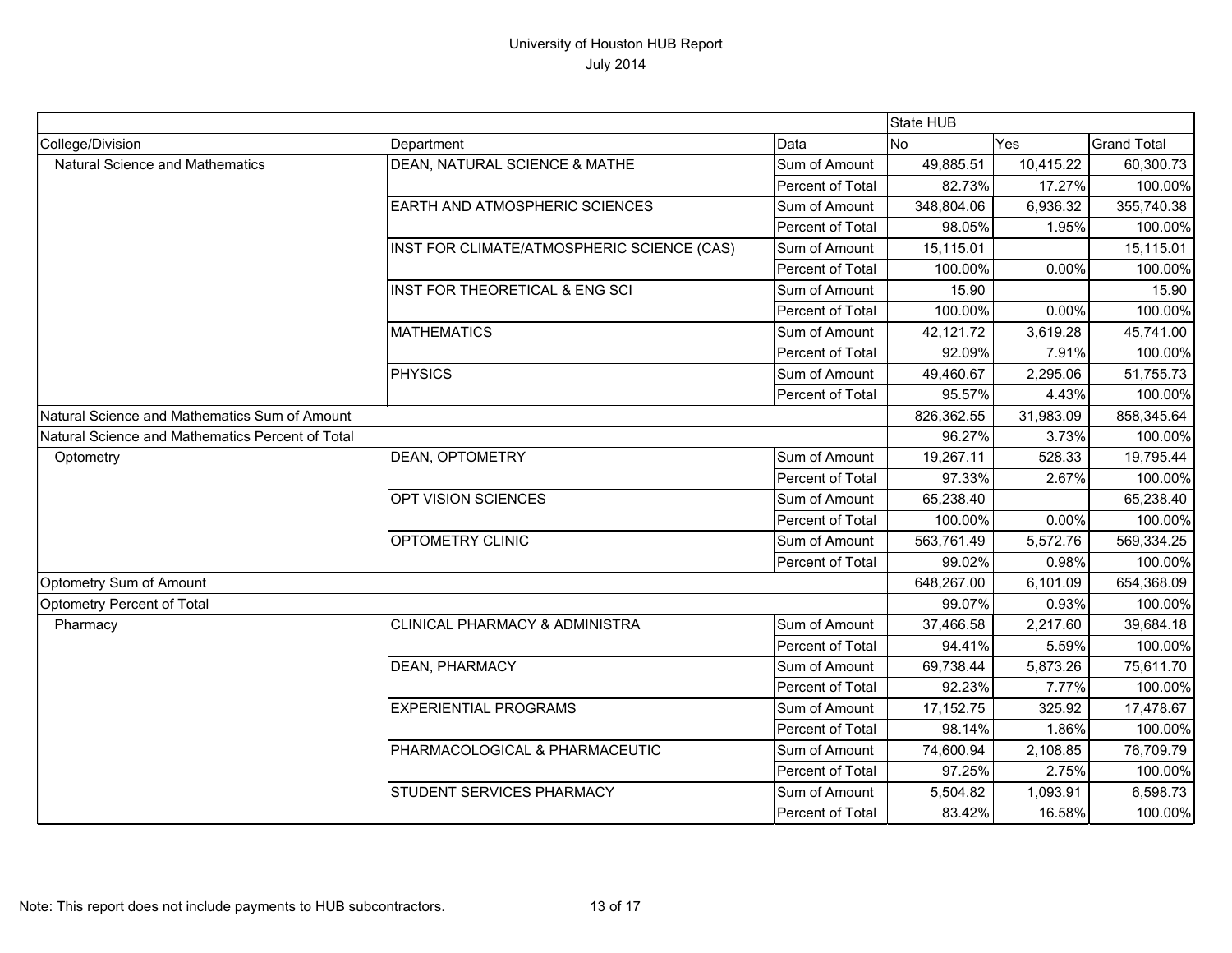# University of Houston HUB Report
## July 2014

| | | | State HUB | | |
|---|---|---|---|---|---|
| College/Division | Department | Data | No | Yes | Grand Total |
| Natural Science and Mathematics | DEAN, NATURAL SCIENCE & MATHE | Sum of Amount | 49,885.51 | 10,415.22 | 60,300.73 |
| | | Percent of Total | 82.73% | 17.27% | 100.00% |
| | EARTH AND ATMOSPHERIC SCIENCES | Sum of Amount | 348,804.06 | 6,936.32 | 355,740.38 |
| | | Percent of Total | 98.05% | 1.95% | 100.00% |
| | INST FOR CLIMATE/ATMOSPHERIC SCIENCE (CAS) | Sum of Amount | 15,115.01 | | 15,115.01 |
| | | Percent of Total | 100.00% | 0.00% | 100.00% |
| | INST FOR THEORETICAL & ENG SCI | Sum of Amount | 15.90 | | 15.90 |
| | | Percent of Total | 100.00% | 0.00% | 100.00% |
| | MATHEMATICS | Sum of Amount | 42,121.72 | 3,619.28 | 45,741.00 |
| | | Percent of Total | 92.09% | 7.91% | 100.00% |
| | PHYSICS | Sum of Amount | 49,460.67 | 2,295.06 | 51,755.73 |
| | | Percent of Total | 95.57% | 4.43% | 100.00% |
| Natural Science and Mathematics Sum of Amount | | | 826,362.55 | 31,983.09 | 858,345.64 |
| Natural Science and Mathematics Percent of Total | | | 96.27% | 3.73% | 100.00% |
| Optometry | DEAN, OPTOMETRY | Sum of Amount | 19,267.11 | 528.33 | 19,795.44 |
| | | Percent of Total | 97.33% | 2.67% | 100.00% |
| | OPT VISION SCIENCES | Sum of Amount | 65,238.40 | | 65,238.40 |
| | | Percent of Total | 100.00% | 0.00% | 100.00% |
| | OPTOMETRY CLINIC | Sum of Amount | 563,761.49 | 5,572.76 | 569,334.25 |
| | | Percent of Total | 99.02% | 0.98% | 100.00% |
| Optometry Sum of Amount | | | 648,267.00 | 6,101.09 | 654,368.09 |
| Optometry Percent of Total | | | 99.07% | 0.93% | 100.00% |
| Pharmacy | CLINICAL PHARMACY & ADMINISTRA | Sum of Amount | 37,466.58 | 2,217.60 | 39,684.18 |
| | | Percent of Total | 94.41% | 5.59% | 100.00% |
| | DEAN, PHARMACY | Sum of Amount | 69,738.44 | 5,873.26 | 75,611.70 |
| | | Percent of Total | 92.23% | 7.77% | 100.00% |
| | EXPERIENTIAL PROGRAMS | Sum of Amount | 17,152.75 | 325.92 | 17,478.67 |
| | | Percent of Total | 98.14% | 1.86% | 100.00% |
| | PHARMACOLOGICAL & PHARMACEUTIC | Sum of Amount | 74,600.94 | 2,108.85 | 76,709.79 |
| | | Percent of Total | 97.25% | 2.75% | 100.00% |
| | STUDENT SERVICES PHARMACY | Sum of Amount | 5,504.82 | 1,093.91 | 6,598.73 |
| | | Percent of Total | 83.42% | 16.58% | 100.00% |

Note: This report does not include payments to HUB subcontractors.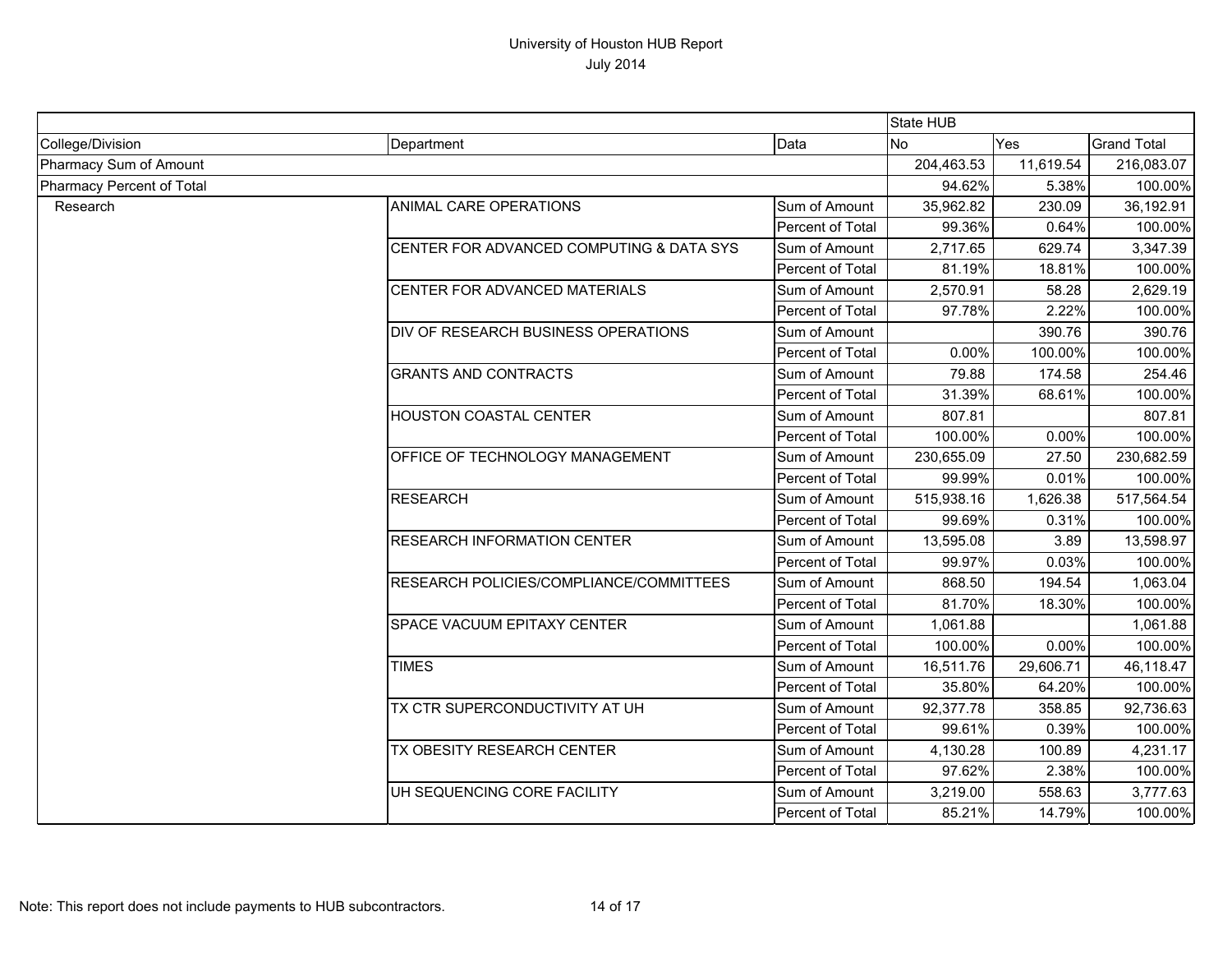# University of Houston HUB Report

July 2014

| | | | State HUB | | |
|---|---|---|---|---|---|
| College/Division | Department | Data | No | Yes | Grand Total |
| Pharmacy Sum of Amount | | | 204,463.53 | 11,619.54 | 216,083.07 |
| Pharmacy Percent of Total | | | 94.62% | 5.38% | 100.00% |
| Research | ANIMAL CARE OPERATIONS | Sum of Amount | 35,962.82 | 230.09 | 36,192.91 |
| | | Percent of Total | 99.36% | 0.64% | 100.00% |
| | CENTER FOR ADVANCED COMPUTING & DATA SYS | Sum of Amount | 2,717.65 | 629.74 | 3,347.39 |
| | | Percent of Total | 81.19% | 18.81% | 100.00% |
| | CENTER FOR ADVANCED MATERIALS | Sum of Amount | 2,570.91 | 58.28 | 2,629.19 |
| | | Percent of Total | 97.78% | 2.22% | 100.00% |
| | DIV OF RESEARCH BUSINESS OPERATIONS | Sum of Amount | | 390.76 | 390.76 |
| | | Percent of Total | 0.00% | 100.00% | 100.00% |
| | GRANTS AND CONTRACTS | Sum of Amount | 79.88 | 174.58 | 254.46 |
| | | Percent of Total | 31.39% | 68.61% | 100.00% |
| | HOUSTON COASTAL CENTER | Sum of Amount | 807.81 | | 807.81 |
| | | Percent of Total | 100.00% | 0.00% | 100.00% |
| | OFFICE OF TECHNOLOGY MANAGEMENT | Sum of Amount | 230,655.09 | 27.50 | 230,682.59 |
| | | Percent of Total | 99.99% | 0.01% | 100.00% |
| | RESEARCH | Sum of Amount | 515,938.16 | 1,626.38 | 517,564.54 |
| | | Percent of Total | 99.69% | 0.31% | 100.00% |
| | RESEARCH INFORMATION CENTER | Sum of Amount | 13,595.08 | 3.89 | 13,598.97 |
| | | Percent of Total | 99.97% | 0.03% | 100.00% |
| | RESEARCH POLICIES/COMPLIANCE/COMMITTEES | Sum of Amount | 868.50 | 194.54 | 1,063.04 |
| | | Percent of Total | 81.70% | 18.30% | 100.00% |
| | SPACE VACUUM EPITAXY CENTER | Sum of Amount | 1,061.88 | | 1,061.88 |
| | | Percent of Total | 100.00% | 0.00% | 100.00% |
| | TIMES | Sum of Amount | 16,511.76 | 29,606.71 | 46,118.47 |
| | | Percent of Total | 35.80% | 64.20% | 100.00% |
| | TX CTR SUPERCONDUCTIVITY AT UH | Sum of Amount | 92,377.78 | 358.85 | 92,736.63 |
| | | Percent of Total | 99.61% | 0.39% | 100.00% |
| | TX OBESITY RESEARCH CENTER | Sum of Amount | 4,130.28 | 100.89 | 4,231.17 |
| | | Percent of Total | 97.62% | 2.38% | 100.00% |
| | UH SEQUENCING CORE FACILITY | Sum of Amount | 3,219.00 | 558.63 | 3,777.63 |
| | | Percent of Total | 85.21% | 14.79% | 100.00% |

Note: This report does not include payments to HUB subcontractors.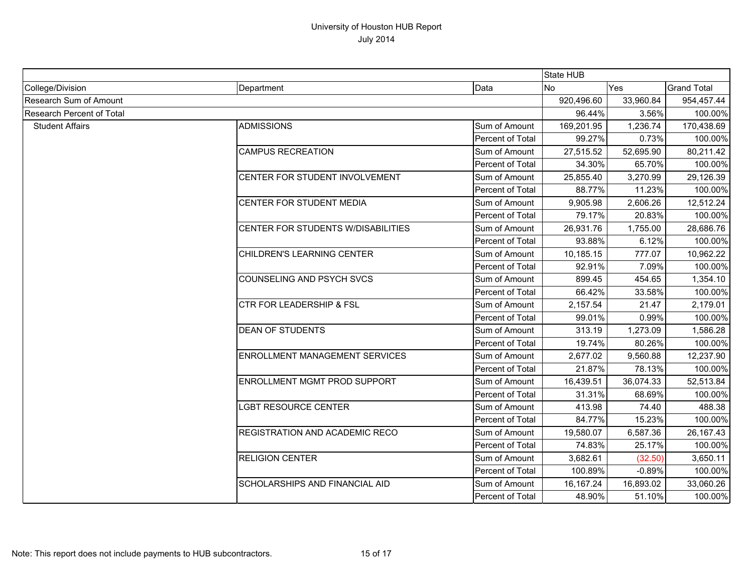# University of Houston HUB Report
## July 2014

| | | | State HUB | | |
|---|---|---|---|---|---|
| College/Division | Department | Data | No | Yes | Grand Total |
| Research Sum of Amount | | | 920,496.60 | 33,960.84 | 954,457.44 |
| Research Percent of Total | | | 96.44% | 3.56% | 100.00% |
| Student Affairs | ADMISSIONS | Sum of Amount | 169,201.95 | 1,236.74 | 170,438.69 |
| | | Percent of Total | 99.27% | 0.73% | 100.00% |
| | CAMPUS RECREATION | Sum of Amount | 27,515.52 | 52,695.90 | 80,211.42 |
| | | Percent of Total | 34.30% | 65.70% | 100.00% |
| | CENTER FOR STUDENT INVOLVEMENT | Sum of Amount | 25,855.40 | 3,270.99 | 29,126.39 |
| | | Percent of Total | 88.77% | 11.23% | 100.00% |
| | CENTER FOR STUDENT MEDIA | Sum of Amount | 9,905.98 | 2,606.26 | 12,512.24 |
| | | Percent of Total | 79.17% | 20.83% | 100.00% |
| | CENTER FOR STUDENTS W/DISABILITIES | Sum of Amount | 26,931.76 | 1,755.00 | 28,686.76 |
| | | Percent of Total | 93.88% | 6.12% | 100.00% |
| | CHILDREN'S LEARNING CENTER | Sum of Amount | 10,185.15 | 777.07 | 10,962.22 |
| | | Percent of Total | 92.91% | 7.09% | 100.00% |
| | COUNSELING AND PSYCH SVCS | Sum of Amount | 899.45 | 454.65 | 1,354.10 |
| | | Percent of Total | 66.42% | 33.58% | 100.00% |
| | CTR FOR LEADERSHIP & FSL | Sum of Amount | 2,157.54 | 21.47 | 2,179.01 |
| | | Percent of Total | 99.01% | 0.99% | 100.00% |
| | DEAN OF STUDENTS | Sum of Amount | 313.19 | 1,273.09 | 1,586.28 |
| | | Percent of Total | 19.74% | 80.26% | 100.00% |
| | ENROLLMENT MANAGEMENT SERVICES | Sum of Amount | 2,677.02 | 9,560.88 | 12,237.90 |
| | | Percent of Total | 21.87% | 78.13% | 100.00% |
| | ENROLLMENT MGMT PROD SUPPORT | Sum of Amount | 16,439.51 | 36,074.33 | 52,513.84 |
| | | Percent of Total | 31.31% | 68.69% | 100.00% |
| | LGBT RESOURCE CENTER | Sum of Amount | 413.98 | 74.40 | 488.38 |
| | | Percent of Total | 84.77% | 15.23% | 100.00% |
| | REGISTRATION AND ACADEMIC RECO | Sum of Amount | 19,580.07 | 6,587.36 | 26,167.43 |
| | | Percent of Total | 74.83% | 25.17% | 100.00% |
| | RELIGION CENTER | Sum of Amount | 3,682.61 | (32.50) | 3,650.11 |
| | | Percent of Total | 100.89% | -0.89% | 100.00% |
| | SCHOLARSHIPS AND FINANCIAL AID | Sum of Amount | 16,167.24 | 16,893.02 | 33,060.26 |
| | | Percent of Total | 48.90% | 51.10% | 100.00% |

Note: This report does not include payments to HUB subcontractors.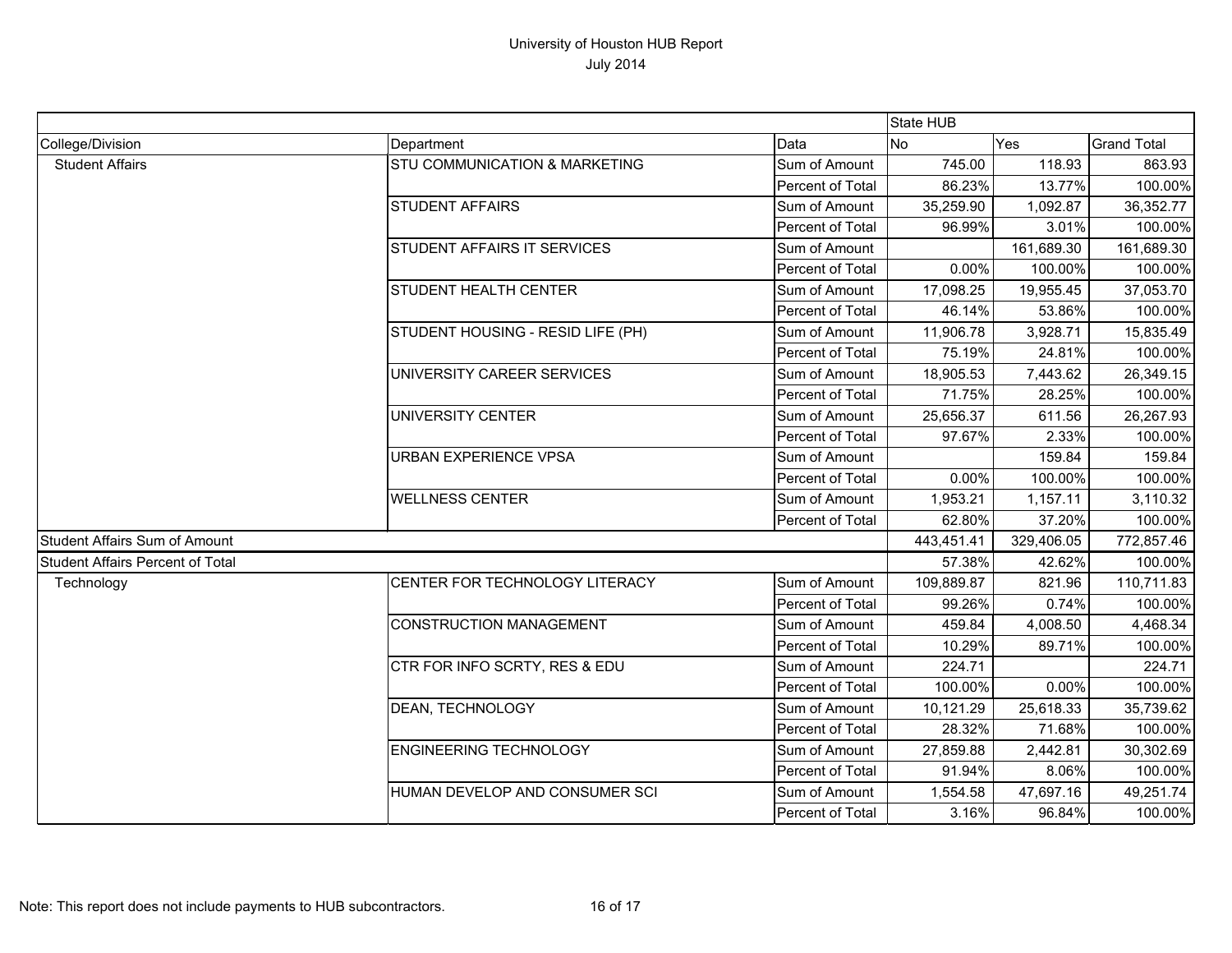# University of Houston HUB Report
July 2014

| | | | State HUB | | |
|---|---|---|---|---|---|
| College/Division | Department | Data | No | Yes | Grand Total |
| Student Affairs | STU COMMUNICATION & MARKETING | Sum of Amount | 745.00 | 118.93 | 863.93 |
| | | Percent of Total | 86.23% | 13.77% | 100.00% |
| | STUDENT AFFAIRS | Sum of Amount | 35,259.90 | 1,092.87 | 36,352.77 |
| | | Percent of Total | 96.99% | 3.01% | 100.00% |
| | STUDENT AFFAIRS IT SERVICES | Sum of Amount | | 161,689.30 | 161,689.30 |
| | | Percent of Total | 0.00% | 100.00% | 100.00% |
| | STUDENT HEALTH CENTER | Sum of Amount | 17,098.25 | 19,955.45 | 37,053.70 |
| | | Percent of Total | 46.14% | 53.86% | 100.00% |
| | STUDENT HOUSING - RESID LIFE (PH) | Sum of Amount | 11,906.78 | 3,928.71 | 15,835.49 |
| | | Percent of Total | 75.19% | 24.81% | 100.00% |
| | UNIVERSITY CAREER SERVICES | Sum of Amount | 18,905.53 | 7,443.62 | 26,349.15 |
| | | Percent of Total | 71.75% | 28.25% | 100.00% |
| | UNIVERSITY CENTER | Sum of Amount | 25,656.37 | 611.56 | 26,267.93 |
| | | Percent of Total | 97.67% | 2.33% | 100.00% |
| | URBAN EXPERIENCE VPSA | Sum of Amount | | 159.84 | 159.84 |
| | | Percent of Total | 0.00% | 100.00% | 100.00% |
| | WELLNESS CENTER | Sum of Amount | 1,953.21 | 1,157.11 | 3,110.32 |
| | | Percent of Total | 62.80% | 37.20% | 100.00% |
| Student Affairs Sum of Amount | | | 443,451.41 | 329,406.05 | 772,857.46 |
| Student Affairs Percent of Total | | | 57.38% | 42.62% | 100.00% |
| Technology | CENTER FOR TECHNOLOGY LITERACY | Sum of Amount | 109,889.87 | 821.96 | 110,711.83 |
| | | Percent of Total | 99.26% | 0.74% | 100.00% |
| | CONSTRUCTION MANAGEMENT | Sum of Amount | 459.84 | 4,008.50 | 4,468.34 |
| | | Percent of Total | 10.29% | 89.71% | 100.00% |
| | CTR FOR INFO SCRTY, RES & EDU | Sum of Amount | 224.71 | | 224.71 |
| | | Percent of Total | 100.00% | 0.00% | 100.00% |
| | DEAN, TECHNOLOGY | Sum of Amount | 10,121.29 | 25,618.33 | 35,739.62 |
| | | Percent of Total | 28.32% | 71.68% | 100.00% |
| | ENGINEERING TECHNOLOGY | Sum of Amount | 27,859.88 | 2,442.81 | 30,302.69 |
| | | Percent of Total | 91.94% | 8.06% | 100.00% |
| | HUMAN DEVELOP AND CONSUMER SCI | Sum of Amount | 1,554.58 | 47,697.16 | 49,251.74 |
| | | Percent of Total | 3.16% | 96.84% | 100.00% |

Note: This report does not include payments to HUB subcontractors.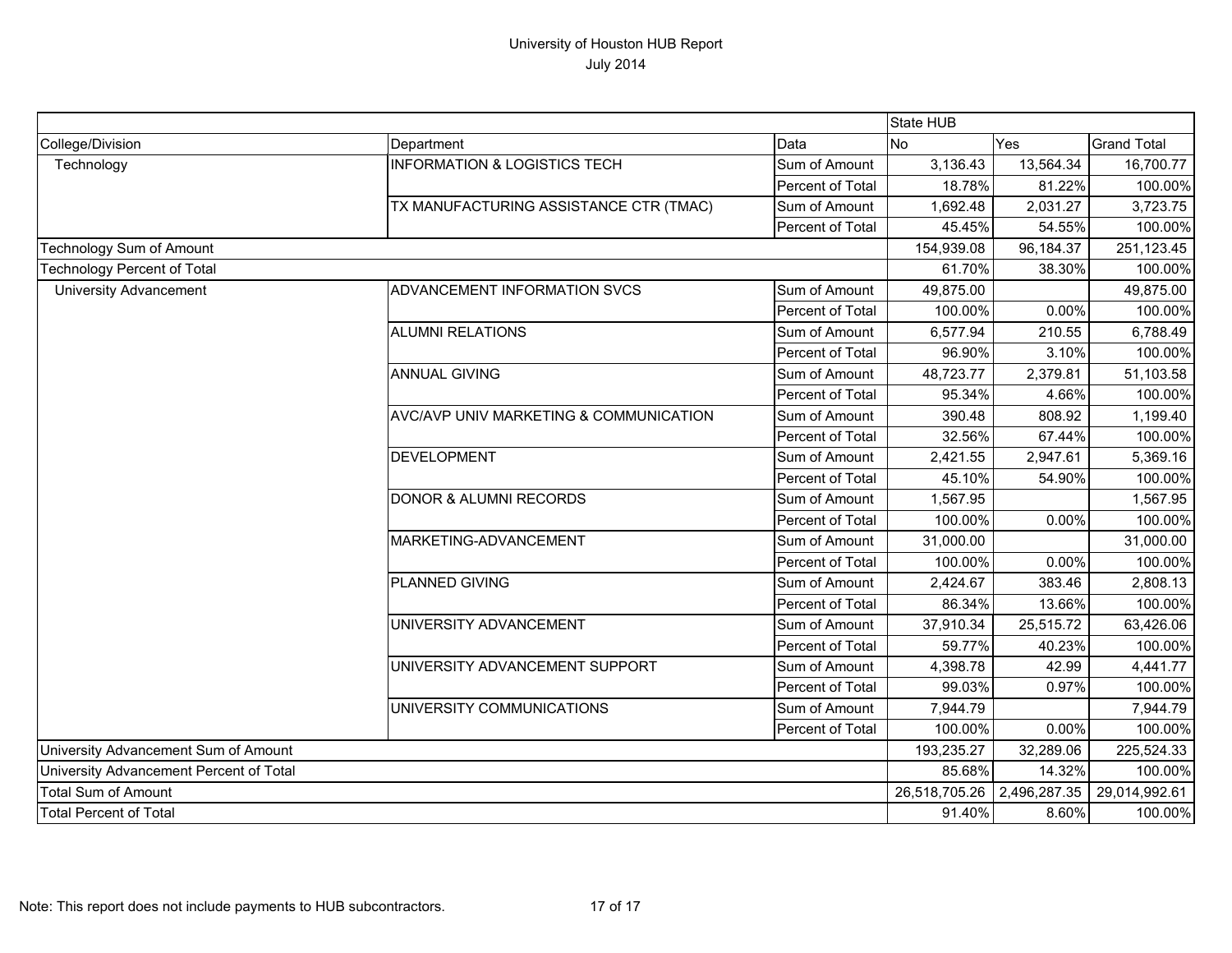University of Houston HUB Report
July 2014

| | | | State HUB | | |
|---|---|---|---|---|---|
| College/Division | Department | Data | No | Yes | Grand Total |
| Technology | INFORMATION & LOGISTICS TECH | Sum of Amount | 3,136.43 | 13,564.34 | 16,700.77 |
| | | Percent of Total | 18.78% | 81.22% | 100.00% |
| | TX MANUFACTURING ASSISTANCE CTR (TMAC) | Sum of Amount | 1,692.48 | 2,031.27 | 3,723.75 |
| | | Percent of Total | 45.45% | 54.55% | 100.00% |
| Technology Sum of Amount | | | 154,939.08 | 96,184.37 | 251,123.45 |
| Technology Percent of Total | | | 61.70% | 38.30% | 100.00% |
| University Advancement | ADVANCEMENT INFORMATION SVCS | Sum of Amount | 49,875.00 | | 49,875.00 |
| | | Percent of Total | 100.00% | 0.00% | 100.00% |
| | ALUMNI RELATIONS | Sum of Amount | 6,577.94 | 210.55 | 6,788.49 |
| | | Percent of Total | 96.90% | 3.10% | 100.00% |
| | ANNUAL GIVING | Sum of Amount | 48,723.77 | 2,379.81 | 51,103.58 |
| | | Percent of Total | 95.34% | 4.66% | 100.00% |
| | AVC/AVP UNIV MARKETING & COMMUNICATION | Sum of Amount | 390.48 | 808.92 | 1,199.40 |
| | | Percent of Total | 32.56% | 67.44% | 100.00% |
| | DEVELOPMENT | Sum of Amount | 2,421.55 | 2,947.61 | 5,369.16 |
| | | Percent of Total | 45.10% | 54.90% | 100.00% |
| | DONOR & ALUMNI RECORDS | Sum of Amount | 1,567.95 | | 1,567.95 |
| | | Percent of Total | 100.00% | 0.00% | 100.00% |
| | MARKETING-ADVANCEMENT | Sum of Amount | 31,000.00 | | 31,000.00 |
| | | Percent of Total | 100.00% | 0.00% | 100.00% |
| | PLANNED GIVING | Sum of Amount | 2,424.67 | 383.46 | 2,808.13 |
| | | Percent of Total | 86.34% | 13.66% | 100.00% |
| | UNIVERSITY ADVANCEMENT | Sum of Amount | 37,910.34 | 25,515.72 | 63,426.06 |
| | | Percent of Total | 59.77% | 40.23% | 100.00% |
| | UNIVERSITY ADVANCEMENT SUPPORT | Sum of Amount | 4,398.78 | 42.99 | 4,441.77 |
| | | Percent of Total | 99.03% | 0.97% | 100.00% |
| | UNIVERSITY COMMUNICATIONS | Sum of Amount | 7,944.79 | | 7,944.79 |
| | | Percent of Total | 100.00% | 0.00% | 100.00% |
| University Advancement Sum of Amount | | | 193,235.27 | 32,289.06 | 225,524.33 |
| University Advancement Percent of Total | | | 85.68% | 14.32% | 100.00% |
| Total Sum of Amount | | | 26,518,705.26 | 2,496,287.35 | 29,014,992.61 |
| Total Percent of Total | | | 91.40% | 8.60% | 100.00% |

Note: This report does not include payments to HUB subcontractors.